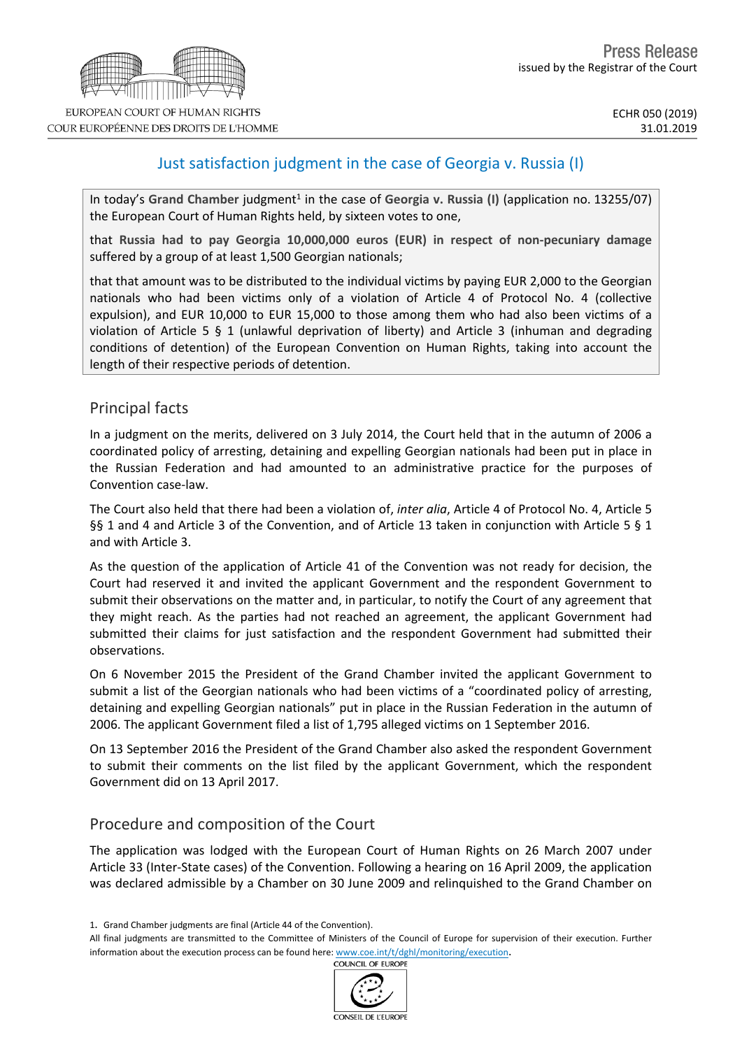Press Release
issued by the Registrar of the Court

ECHR 050 (2019)
31.01.2019

# Just satisfaction judgment in the case of Georgia v. Russia (I)

In today's **Grand Chamber** judgment[1] in the case of **Georgia v. Russia (I)** (application no. 13255/07) the European Court of Human Rights held, by sixteen votes to one,

that **Russia had to pay Georgia 10,000,000 euros (EUR) in respect of non-pecuniary damage** suffered by a group of at least 1,500 Georgian nationals;

that that amount was to be distributed to the individual victims by paying EUR 2,000 to the Georgian nationals who had been victims only of a violation of Article 4 of Protocol No. 4 (collective expulsion), and EUR 10,000 to EUR 15,000 to those among them who had also been victims of a violation of Article 5 § 1 (unlawful deprivation of liberty) and Article 3 (inhuman and degrading conditions of detention) of the European Convention on Human Rights, taking into account the length of their respective periods of detention.

## Principal facts

In a judgment on the merits, delivered on 3 July 2014, the Court held that in the autumn of 2006 a coordinated policy of arresting, detaining and expelling Georgian nationals had been put in place in the Russian Federation and had amounted to an administrative practice for the purposes of Convention case-law.

The Court also held that there had been a violation of, *inter alia*, Article 4 of Protocol No. 4, Article 5 §§ 1 and 4 and Article 3 of the Convention, and of Article 13 taken in conjunction with Article 5 § 1 and with Article 3.

As the question of the application of Article 41 of the Convention was not ready for decision, the Court had reserved it and invited the applicant Government and the respondent Government to submit their observations on the matter and, in particular, to notify the Court of any agreement that they might reach. As the parties had not reached an agreement, the applicant Government had submitted their claims for just satisfaction and the respondent Government had submitted their observations.

On 6 November 2015 the President of the Grand Chamber invited the applicant Government to submit a list of the Georgian nationals who had been victims of a "coordinated policy of arresting, detaining and expelling Georgian nationals" put in place in the Russian Federation in the autumn of 2006. The applicant Government filed a list of 1,795 alleged victims on 1 September 2016.

On 13 September 2016 the President of the Grand Chamber also asked the respondent Government to submit their comments on the list filed by the applicant Government, which the respondent Government did on 13 April 2017.

## Procedure and composition of the Court

The application was lodged with the European Court of Human Rights on 26 March 2007 under Article 33 (Inter-State cases) of the Convention. Following a hearing on 16 April 2009, the application was declared admissible by a Chamber on 30 June 2009 and relinquished to the Grand Chamber on

1. Grand Chamber judgments are final (Article 44 of the Convention).

All final judgments are transmitted to the Committee of Ministers of the Council of Europe for supervision of their execution. Further information about the execution process can be found here: www.coe.int/t/dghl/monitoring/execution.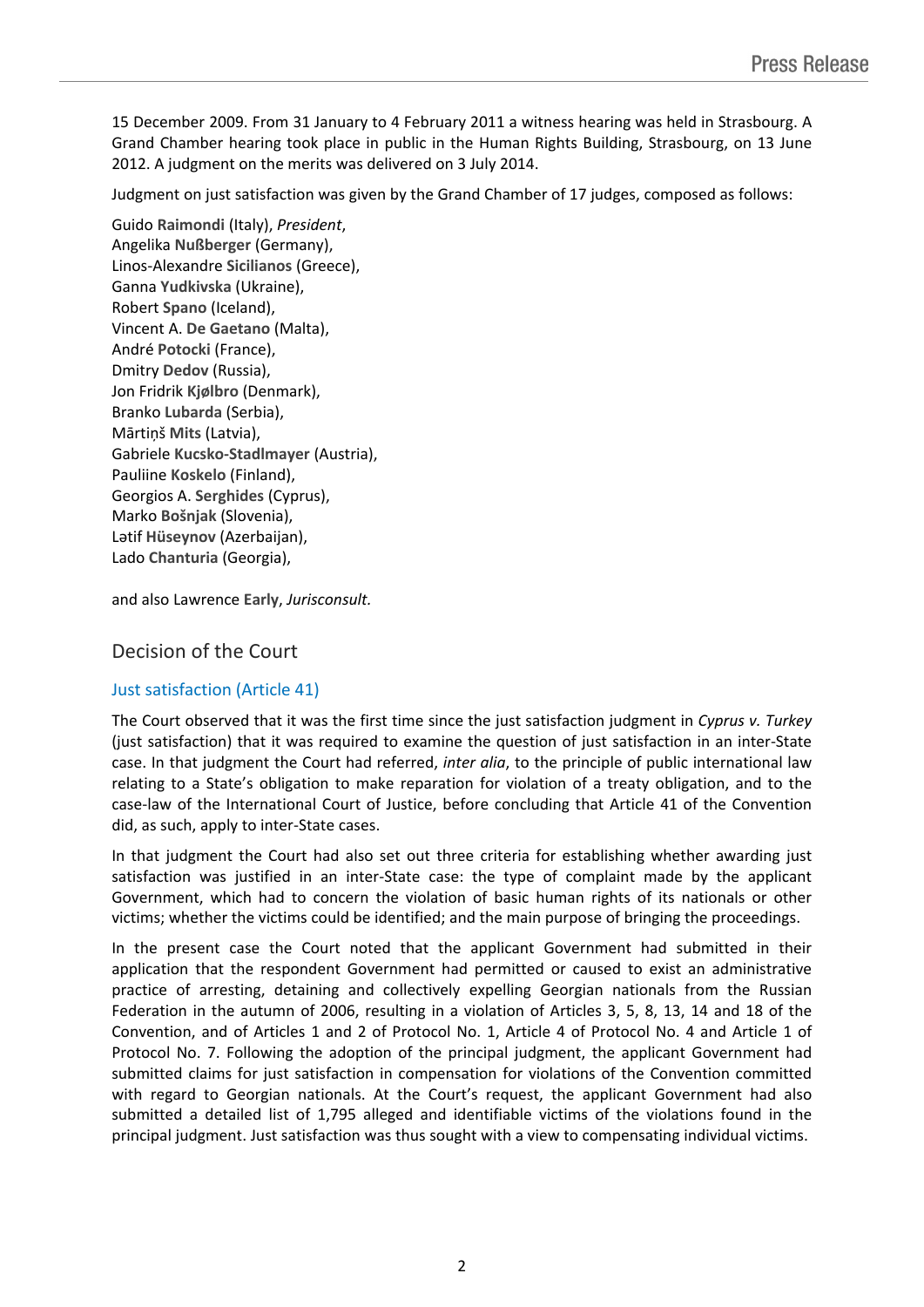15 December 2009. From 31 January to 4 February 2011 a witness hearing was held in Strasbourg. A Grand Chamber hearing took place in public in the Human Rights Building, Strasbourg, on 13 June 2012. A judgment on the merits was delivered on 3 July 2014.

Judgment on just satisfaction was given by the Grand Chamber of 17 judges, composed as follows:

Guido **Raimondi** (Italy), *President*,
Angelika **Nußberger** (Germany),
Linos-Alexandre **Sicilianos** (Greece),
Ganna **Yudkivska** (Ukraine),
Robert **Spano** (Iceland),
Vincent A. **De Gaetano** (Malta),
André **Potocki** (France),
Dmitry **Dedov** (Russia),
Jon Fridrik **Kjølbro** (Denmark),
Branko **Lubarda** (Serbia),
Mārtiņš **Mits** (Latvia),
Gabriele **Kucsko-Stadlmayer** (Austria),
Pauliine **Koskelo** (Finland),
Georgios A. **Serghides** (Cyprus),
Marko **Bošnjak** (Slovenia),
Lətif **Hüseynov** (Azerbaijan),
Lado **Chanturia** (Georgia),

and also Lawrence **Early**, *Jurisconsult.*

## Decision of the Court

### Just satisfaction (Article 41)

The Court observed that it was the first time since the just satisfaction judgment in *Cyprus v. Turkey* (just satisfaction) that it was required to examine the question of just satisfaction in an inter-State case. In that judgment the Court had referred, *inter alia*, to the principle of public international law relating to a State's obligation to make reparation for violation of a treaty obligation, and to the case-law of the International Court of Justice, before concluding that Article 41 of the Convention did, as such, apply to inter-State cases.

In that judgment the Court had also set out three criteria for establishing whether awarding just satisfaction was justified in an inter-State case: the type of complaint made by the applicant Government, which had to concern the violation of basic human rights of its nationals or other victims; whether the victims could be identified; and the main purpose of bringing the proceedings.

In the present case the Court noted that the applicant Government had submitted in their application that the respondent Government had permitted or caused to exist an administrative practice of arresting, detaining and collectively expelling Georgian nationals from the Russian Federation in the autumn of 2006, resulting in a violation of Articles 3, 5, 8, 13, 14 and 18 of the Convention, and of Articles 1 and 2 of Protocol No. 1, Article 4 of Protocol No. 4 and Article 1 of Protocol No. 7. Following the adoption of the principal judgment, the applicant Government had submitted claims for just satisfaction in compensation for violations of the Convention committed with regard to Georgian nationals. At the Court's request, the applicant Government had also submitted a detailed list of 1,795 alleged and identifiable victims of the violations found in the principal judgment. Just satisfaction was thus sought with a view to compensating individual victims.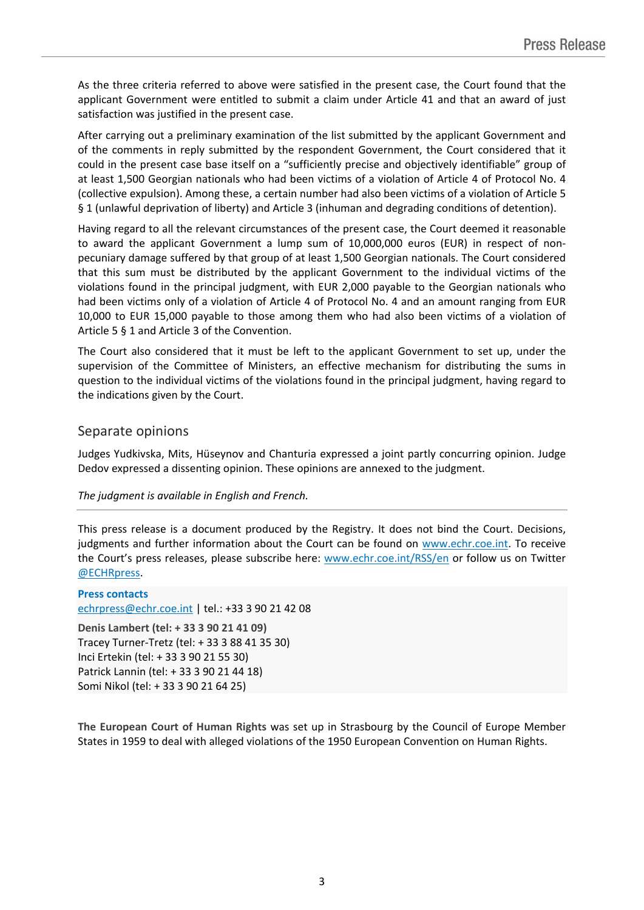As the three criteria referred to above were satisfied in the present case, the Court found that the applicant Government were entitled to submit a claim under Article 41 and that an award of just satisfaction was justified in the present case.

After carrying out a preliminary examination of the list submitted by the applicant Government and of the comments in reply submitted by the respondent Government, the Court considered that it could in the present case base itself on a "sufficiently precise and objectively identifiable" group of at least 1,500 Georgian nationals who had been victims of a violation of Article 4 of Protocol No. 4 (collective expulsion). Among these, a certain number had also been victims of a violation of Article 5 § 1 (unlawful deprivation of liberty) and Article 3 (inhuman and degrading conditions of detention).

Having regard to all the relevant circumstances of the present case, the Court deemed it reasonable to award the applicant Government a lump sum of 10,000,000 euros (EUR) in respect of non-pecuniary damage suffered by that group of at least 1,500 Georgian nationals. The Court considered that this sum must be distributed by the applicant Government to the individual victims of the violations found in the principal judgment, with EUR 2,000 payable to the Georgian nationals who had been victims only of a violation of Article 4 of Protocol No. 4 and an amount ranging from EUR 10,000 to EUR 15,000 payable to those among them who had also been victims of a violation of Article 5 § 1 and Article 3 of the Convention.

The Court also considered that it must be left to the applicant Government to set up, under the supervision of the Committee of Ministers, an effective mechanism for distributing the sums in question to the individual victims of the violations found in the principal judgment, having regard to the indications given by the Court.

## Separate opinions

Judges Yudkivska, Mits, Hüseynov and Chanturia expressed a joint partly concurring opinion. Judge Dedov expressed a dissenting opinion. These opinions are annexed to the judgment.

*The judgment is available in English and French.*

---

This press release is a document produced by the Registry. It does not bind the Court. Decisions, judgments and further information about the Court can be found on www.echr.coe.int. To receive the Court's press releases, please subscribe here: www.echr.coe.int/RSS/en or follow us on Twitter @ECHRpress.

**Press contacts**
echrpress@echr.coe.int | tel.: +33 3 90 21 42 08

**Denis Lambert (tel: + 33 3 90 21 41 09)**
Tracey Turner-Tretz (tel: + 33 3 88 41 35 30)
Inci Ertekin (tel: + 33 3 90 21 55 30)
Patrick Lannin (tel: + 33 3 90 21 44 18)
Somi Nikol (tel: + 33 3 90 21 64 25)

**The European Court of Human Rights** was set up in Strasbourg by the Council of Europe Member States in 1959 to deal with alleged violations of the 1950 European Convention on Human Rights.